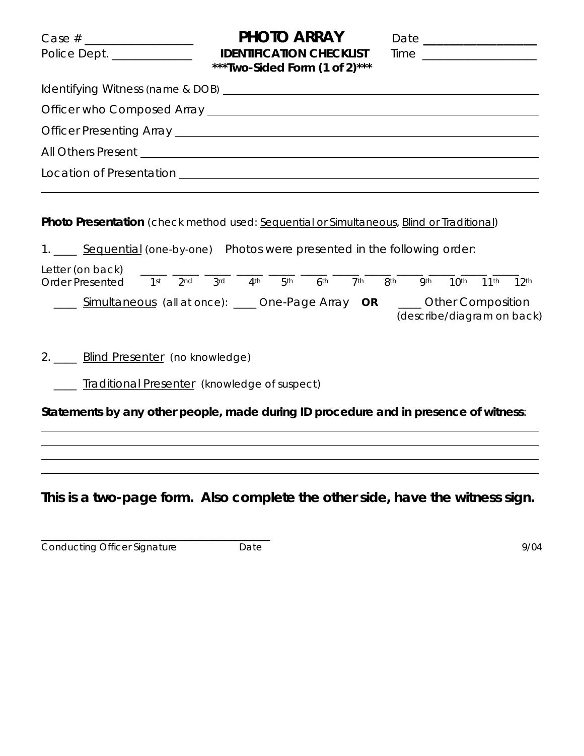Case # ____________________ 　　**PHOTO ARRAY** 　　Date ____________________

Police Dept. ______________ 　　**IDENTIFICATION CHECKLIST** 　　Time ____________________

**\*\*\*Two-Sided Form (1 of 2)\*\*\***

Identifying Witness (name & DOB) ____________________________________________

Officer who Composed Array ____________________________________________

Officer Presenting Array ____________________________________________

All Others Present ____________________________________________

Location of Presentation ____________________________________________

____________________________________________

**Photo Presentation** (check method used: Sequential or Simultaneous, Blind or Traditional)

1. ____ Sequential (one-by-one) Photos were presented in the following order:

| Letter (on back) | ____ | ____ | ____ | ____ | ____ | ____ | ____ | ____ | ____ | ____ | ____ | ____ |
|---|---|---|---|---|---|---|---|---|---|---|---|---|
| Order Presented | 1st | 2nd | 3rd | 4th | 5th | 6th | 7th | 8th | 9th | 10th | 11th | 12th |

____ Simultaneous (all at once): ____ One-Page Array **OR** ____ Other Composition (describe/diagram on back)

2. ____ Blind Presenter (no knowledge)

____ Traditional Presenter (knowledge of suspect)

**Statements by any other people, made during ID procedure and in presence of witness**:

____________________________________________

____________________________________________

____________________________________________

____________________________________________

**This is a two-page form. Also complete the other side, have the witness sign.**

____________________________________________

Conducting Officer Signature 　　Date

9/04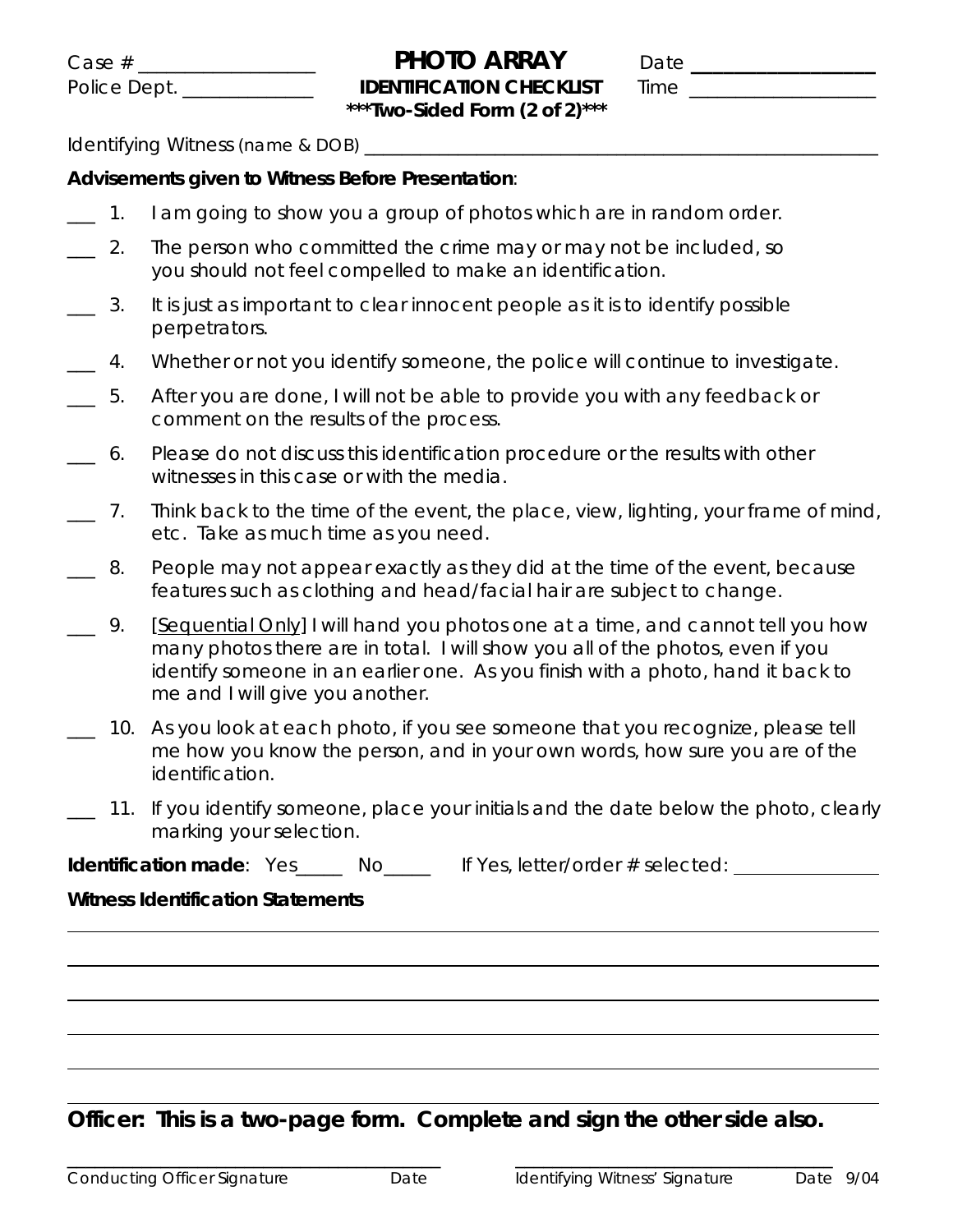Case # ___________________ **PHOTO ARRAY** Date ___________________

Police Dept. ______________ **IDENTIFICATION CHECKLIST** Time ___________________

**\*\*\*Two-Sided Form (2 of 2)\*\*\***

Identifying Witness (name & DOB) ________________________________________________

**Advisements given to Witness Before Presentation**:

___ 1. I am going to show you a group of photos which are in random order.

___ 2. The person who committed the crime may or may not be included, so you should not feel compelled to make an identification.

___ 3. It is just as important to clear innocent people as it is to identify possible perpetrators.

___ 4. Whether or not you identify someone, the police will continue to investigate.

___ 5. After you are done, I will not be able to provide you with any feedback or comment on the results of the process.

___ 6. Please do not discuss this identification procedure or the results with other witnesses in this case or with the media.

___ 7. Think back to the time of the event, the place, view, lighting, your frame of mind, etc. Take as much time as you need.

___ 8. People may not appear exactly as they did at the time of the event, because features such as clothing and head/facial hair are subject to change.

___ 9. [Sequential Only] I will hand you photos one at a time, and cannot tell you how many photos there are in total. I will show you all of the photos, even if you identify someone in an earlier one. As you finish with a photo, hand it back to me and I will give you another.

___ 10. As you look at each photo, if you see someone that you recognize, please tell me how you know the person, and in your own words, how sure you are of the identification.

___ 11. If you identify someone, place your initials and the date below the photo, clearly marking your selection.

**Identification made**: Yes_____ No_____ If Yes, letter/order # selected: _______________

**Witness Identification Statements**

________________________________________________________________________

________________________________________________________________________

________________________________________________________________________

________________________________________________________________________

________________________________________________________________________

________________________________________________________________________

**Officer: This is a two-page form. Complete and sign the other side also.**

________________________________ ________________________________

Conducting Officer Signature Date Identifying Witness' Signature Date 9/04